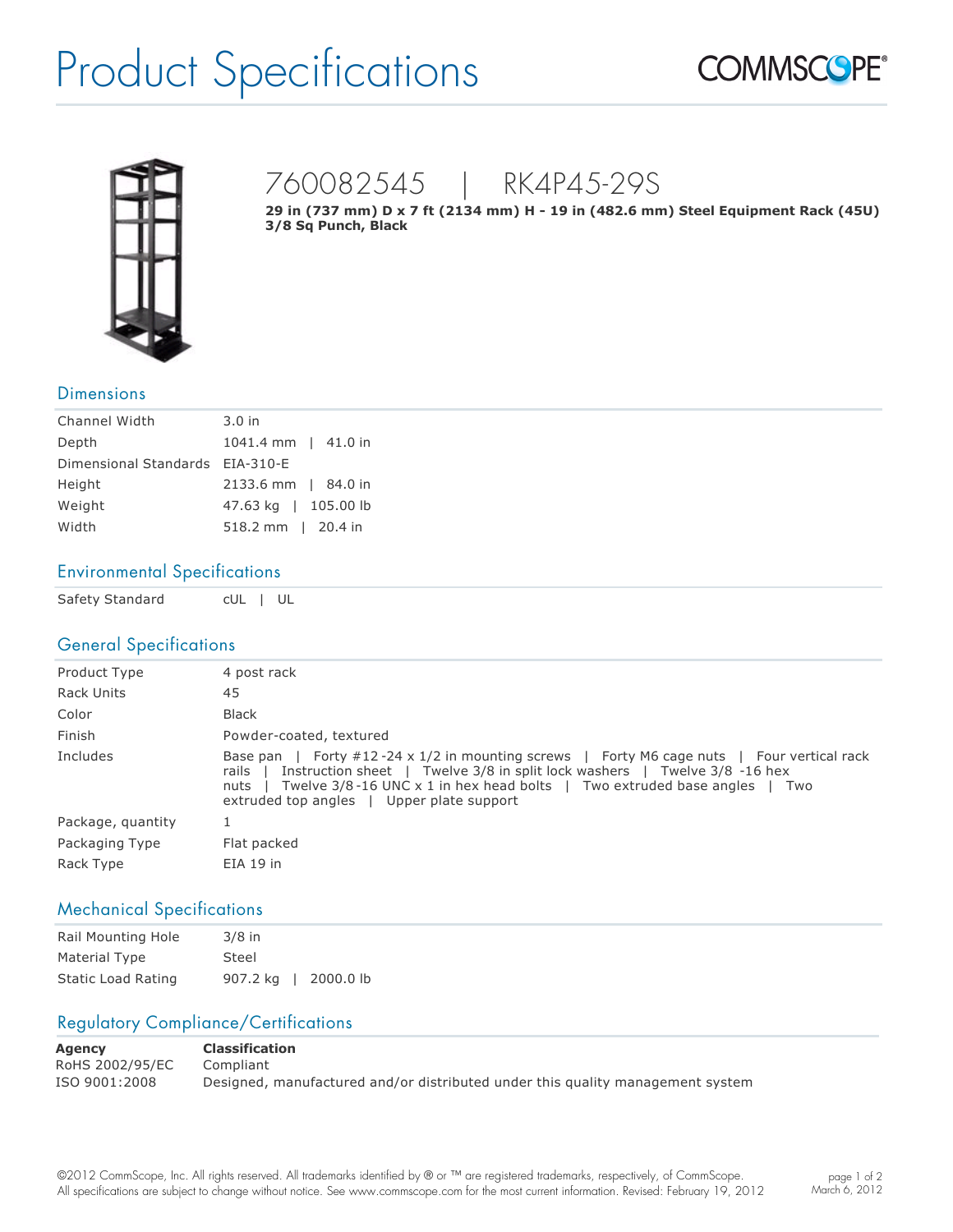# Product Specifications

COMMSCOPE®

## 760082545 | RK4P45-29S

**29 in (737 mm) D x 7 ft (2134 mm) H - 19 in (482.6 mm) Steel Equipment Rack (45U) 3/8 Sq Punch, Black**

## Dimensions

| | |
|---|---|
| Channel Width | 3.0 in |
| Depth | 1041.4 mm \| 41.0 in |
| Dimensional Standards | EIA-310-E |
| Height | 2133.6 mm \| 84.0 in |
| Weight | 47.63 kg \| 105.00 lb |
| Width | 518.2 mm \| 20.4 in |

## Environmental Specifications

| | |
|---|---|
| Safety Standard | cUL \| UL |

## General Specifications

| | |
|---|---|
| Product Type | 4 post rack |
| Rack Units | 45 |
| Color | Black |
| Finish | Powder-coated, textured |
| Includes | Base pan \| Forty #12-24 x 1/2 in mounting screws \| Forty M6 cage nuts \| Four vertical rack rails \| Instruction sheet \| Twelve 3/8 in split lock washers \| Twelve 3/8 -16 hex nuts \| Twelve 3/8-16 UNC x 1 in hex head bolts \| Two extruded base angles \| Two extruded top angles \| Upper plate support |
| Package, quantity | 1 |
| Packaging Type | Flat packed |
| Rack Type | EIA 19 in |

## Mechanical Specifications

| | |
|---|---|
| Rail Mounting Hole | 3/8 in |
| Material Type | Steel |
| Static Load Rating | 907.2 kg \| 2000.0 lb |

## Regulatory Compliance/Certifications

| Agency | Classification |
|---|---|
| RoHS 2002/95/EC | Compliant |
| ISO 9001:2008 | Designed, manufactured and/or distributed under this quality management system |

©2012 CommScope, Inc. All rights reserved. All trademarks identified by ® or ™ are registered trademarks, respectively, of CommScope. All specifications are subject to change without notice. See www.commscope.com for the most current information. Revised: February 19, 2012

March 6, 2012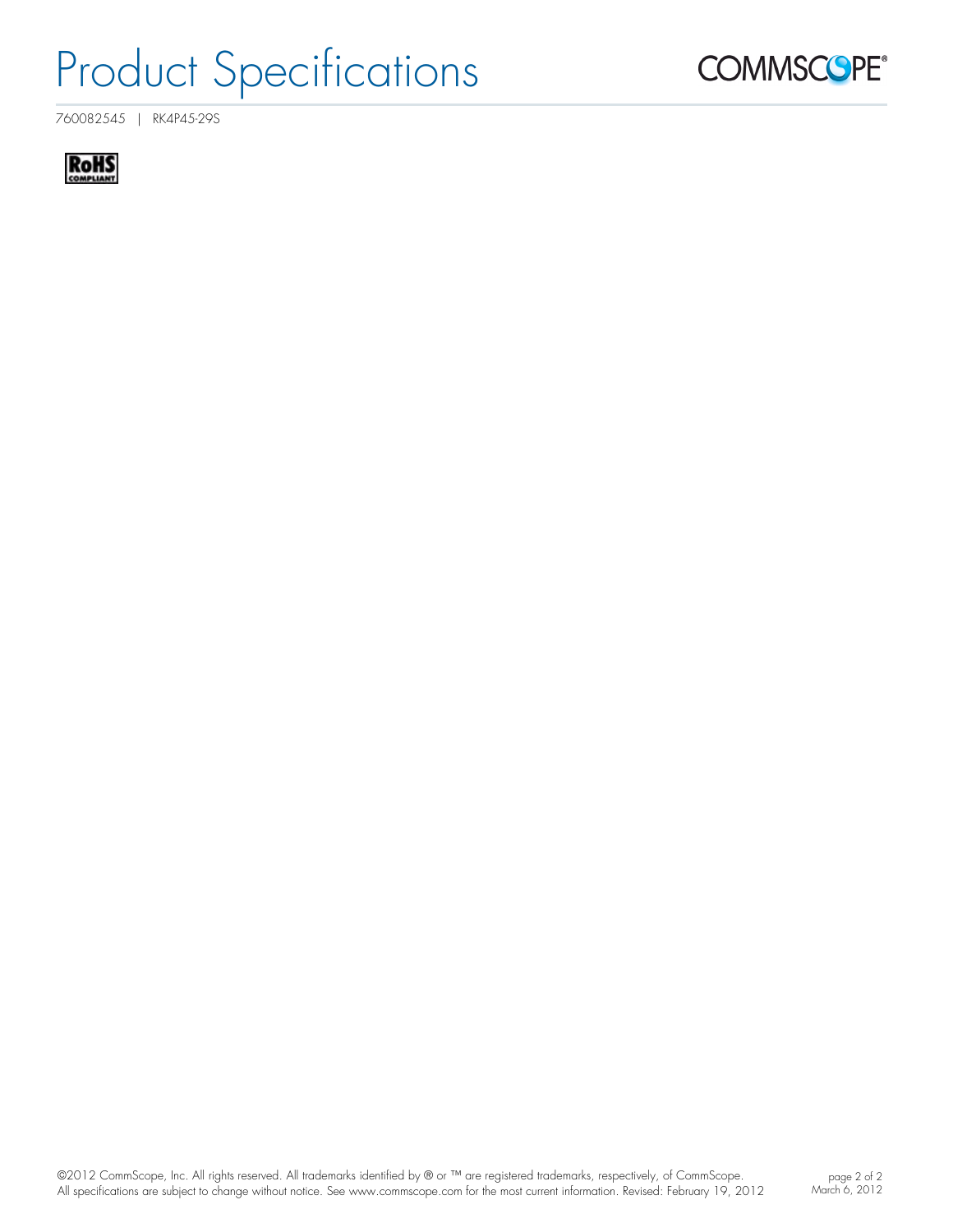760082545 | RK4P45-29S

RoHS COMPLIANT

©2012 CommScope, Inc. All rights reserved. All trademarks identified by ® or ™ are registered trademarks, respectively, of CommScope.
All specifications are subject to change without notice. See www.commscope.com for the most current information. Revised: February 19, 2012